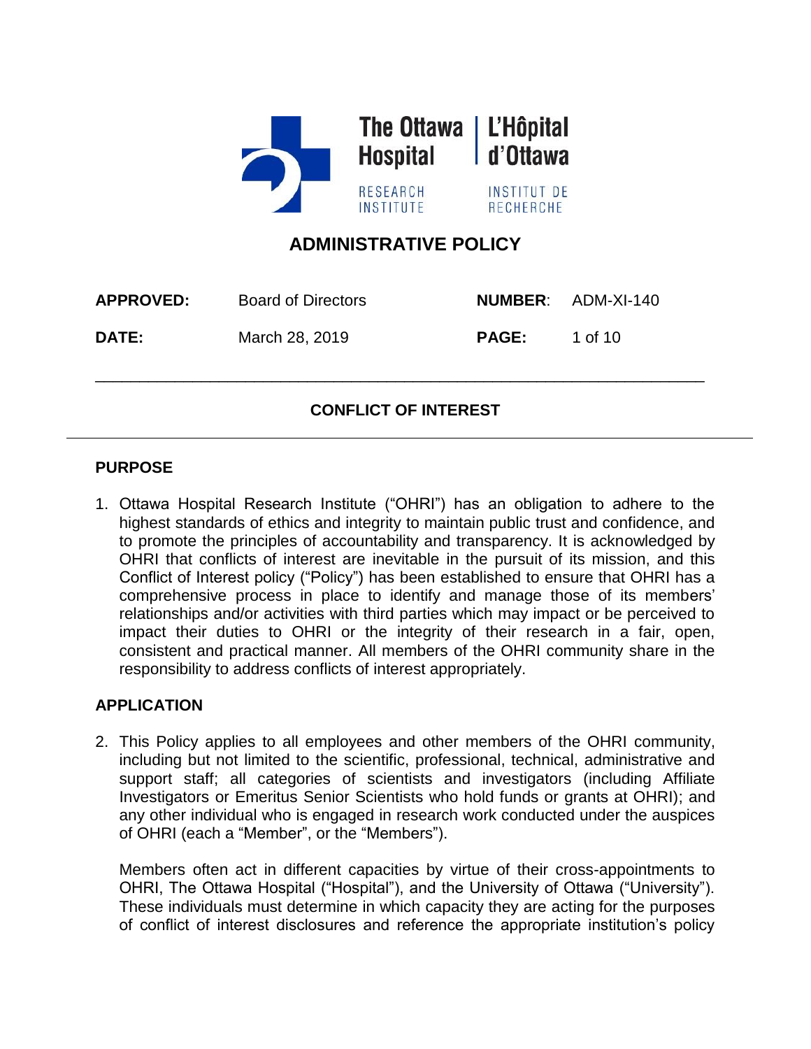The Ottawa Hospital | L'Hôpital d'Ottawa

RESEARCH INSTITUTE | INSTITUT DE RECHERCHE

# ADMINISTRATIVE POLICY

| | | | |
|---|---|---|---|
| **APPROVED:** | Board of Directors | **NUMBER**: | ADM-XI-140 |
| **DATE:** | March 28, 2019 | **PAGE:** | 1 of 10 |

## CONFLICT OF INTEREST

### PURPOSE

1. Ottawa Hospital Research Institute ("OHRI") has an obligation to adhere to the highest standards of ethics and integrity to maintain public trust and confidence, and to promote the principles of accountability and transparency. It is acknowledged by OHRI that conflicts of interest are inevitable in the pursuit of its mission, and this Conflict of Interest policy ("Policy") has been established to ensure that OHRI has a comprehensive process in place to identify and manage those of its members' relationships and/or activities with third parties which may impact or be perceived to impact their duties to OHRI or the integrity of their research in a fair, open, consistent and practical manner. All members of the OHRI community share in the responsibility to address conflicts of interest appropriately.

### APPLICATION

2. This Policy applies to all employees and other members of the OHRI community, including but not limited to the scientific, professional, technical, administrative and support staff; all categories of scientists and investigators (including Affiliate Investigators or Emeritus Senior Scientists who hold funds or grants at OHRI); and any other individual who is engaged in research work conducted under the auspices of OHRI (each a "Member", or the "Members").

   Members often act in different capacities by virtue of their cross-appointments to OHRI, The Ottawa Hospital ("Hospital"), and the University of Ottawa ("University"). These individuals must determine in which capacity they are acting for the purposes of conflict of interest disclosures and reference the appropriate institution's policy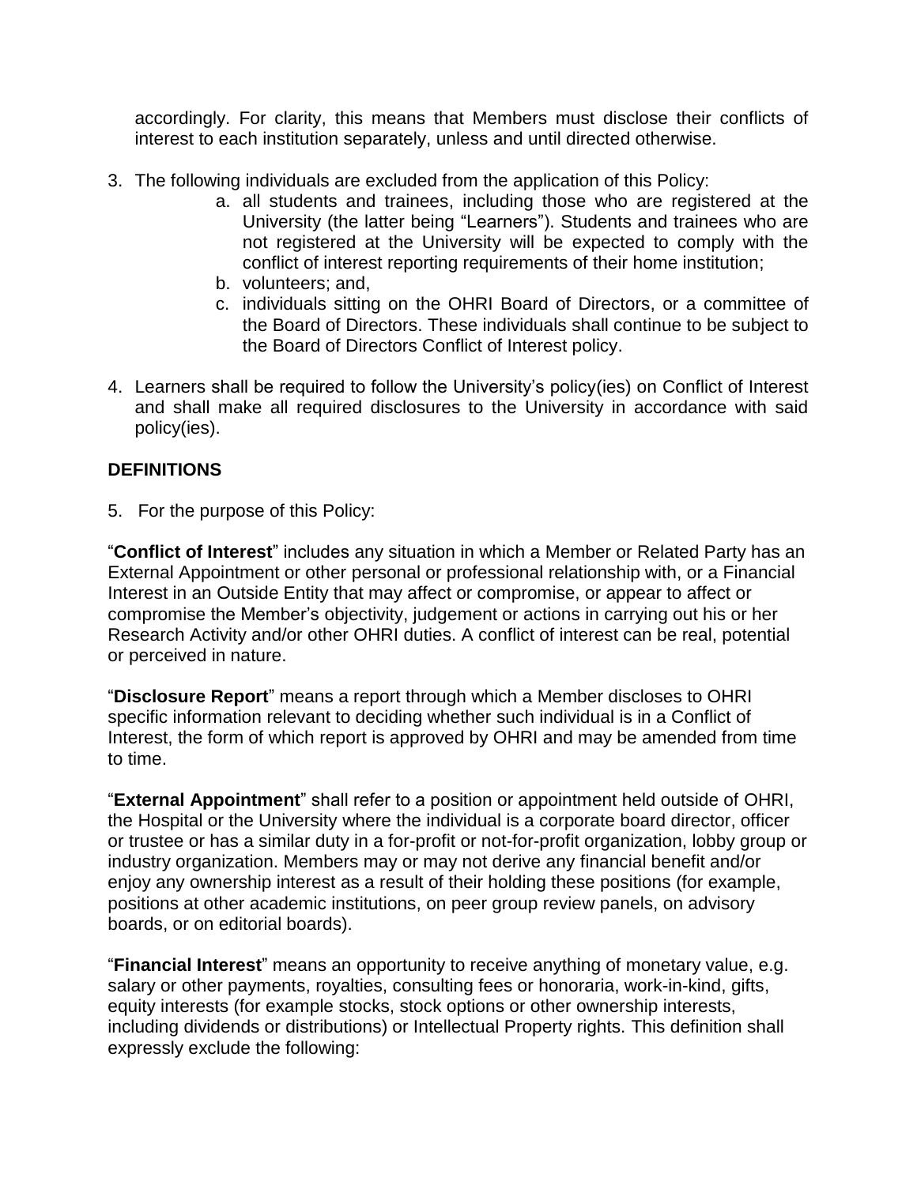accordingly. For clarity, this means that Members must disclose their conflicts of interest to each institution separately, unless and until directed otherwise.

3. The following individuals are excluded from the application of this Policy:
   a. all students and trainees, including those who are registered at the University (the latter being "Learners"). Students and trainees who are not registered at the University will be expected to comply with the conflict of interest reporting requirements of their home institution;
   b. volunteers; and,
   c. individuals sitting on the OHRI Board of Directors, or a committee of the Board of Directors. These individuals shall continue to be subject to the Board of Directors Conflict of Interest policy.

4. Learners shall be required to follow the University's policy(ies) on Conflict of Interest and shall make all required disclosures to the University in accordance with said policy(ies).

## DEFINITIONS

5. For the purpose of this Policy:

"**Conflict of Interest**" includes any situation in which a Member or Related Party has an External Appointment or other personal or professional relationship with, or a Financial Interest in an Outside Entity that may affect or compromise, or appear to affect or compromise the Member's objectivity, judgement or actions in carrying out his or her Research Activity and/or other OHRI duties. A conflict of interest can be real, potential or perceived in nature.

"**Disclosure Report**" means a report through which a Member discloses to OHRI specific information relevant to deciding whether such individual is in a Conflict of Interest, the form of which report is approved by OHRI and may be amended from time to time.

"**External Appointment**" shall refer to a position or appointment held outside of OHRI, the Hospital or the University where the individual is a corporate board director, officer or trustee or has a similar duty in a for-profit or not-for-profit organization, lobby group or industry organization. Members may or may not derive any financial benefit and/or enjoy any ownership interest as a result of their holding these positions (for example, positions at other academic institutions, on peer group review panels, on advisory boards, or on editorial boards).

"**Financial Interest**" means an opportunity to receive anything of monetary value, e.g. salary or other payments, royalties, consulting fees or honoraria, work-in-kind, gifts, equity interests (for example stocks, stock options or other ownership interests, including dividends or distributions) or Intellectual Property rights. This definition shall expressly exclude the following: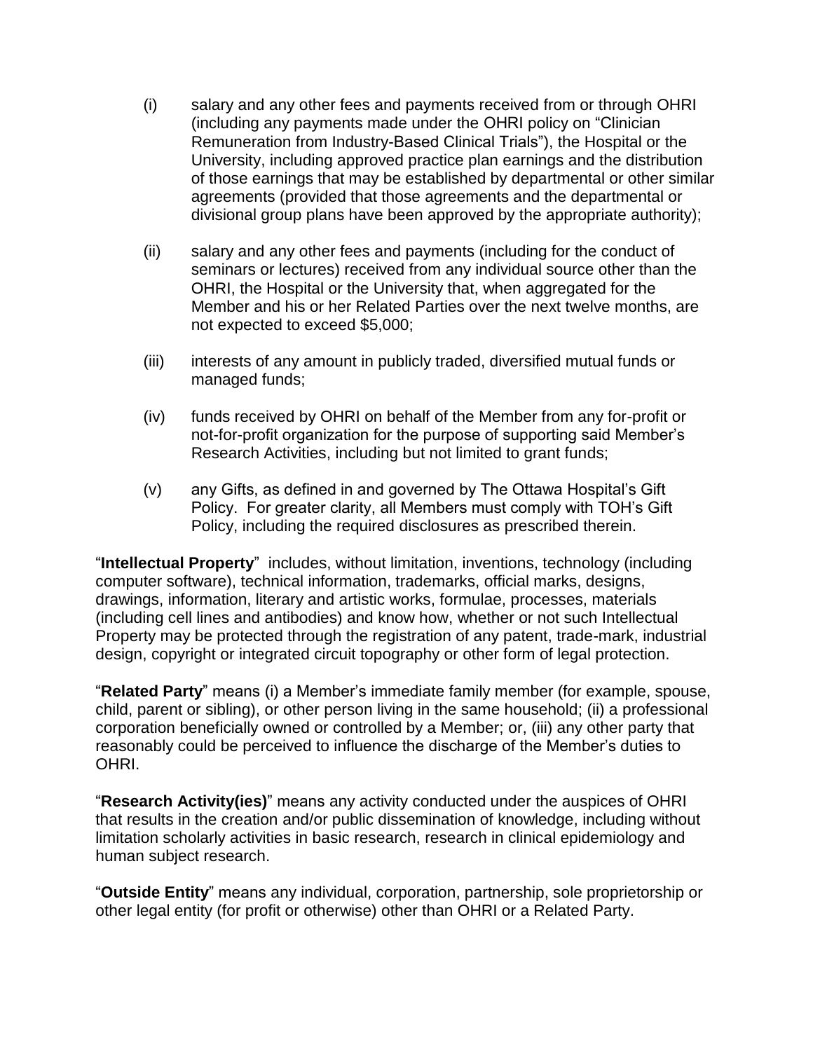(i) salary and any other fees and payments received from or through OHRI (including any payments made under the OHRI policy on "Clinician Remuneration from Industry-Based Clinical Trials"), the Hospital or the University, including approved practice plan earnings and the distribution of those earnings that may be established by departmental or other similar agreements (provided that those agreements and the departmental or divisional group plans have been approved by the appropriate authority);

(ii) salary and any other fees and payments (including for the conduct of seminars or lectures) received from any individual source other than the OHRI, the Hospital or the University that, when aggregated for the Member and his or her Related Parties over the next twelve months, are not expected to exceed $5,000;

(iii) interests of any amount in publicly traded, diversified mutual funds or managed funds;

(iv) funds received by OHRI on behalf of the Member from any for-profit or not-for-profit organization for the purpose of supporting said Member's Research Activities, including but not limited to grant funds;

(v) any Gifts, as defined in and governed by The Ottawa Hospital's Gift Policy. For greater clarity, all Members must comply with TOH's Gift Policy, including the required disclosures as prescribed therein.

"**Intellectual Property**" includes, without limitation, inventions, technology (including computer software), technical information, trademarks, official marks, designs, drawings, information, literary and artistic works, formulae, processes, materials (including cell lines and antibodies) and know how, whether or not such Intellectual Property may be protected through the registration of any patent, trade-mark, industrial design, copyright or integrated circuit topography or other form of legal protection.

"**Related Party**" means (i) a Member's immediate family member (for example, spouse, child, parent or sibling), or other person living in the same household; (ii) a professional corporation beneficially owned or controlled by a Member; or, (iii) any other party that reasonably could be perceived to influence the discharge of the Member's duties to OHRI.

"**Research Activity(ies)**" means any activity conducted under the auspices of OHRI that results in the creation and/or public dissemination of knowledge, including without limitation scholarly activities in basic research, research in clinical epidemiology and human subject research.

"**Outside Entity**" means any individual, corporation, partnership, sole proprietorship or other legal entity (for profit or otherwise) other than OHRI or a Related Party.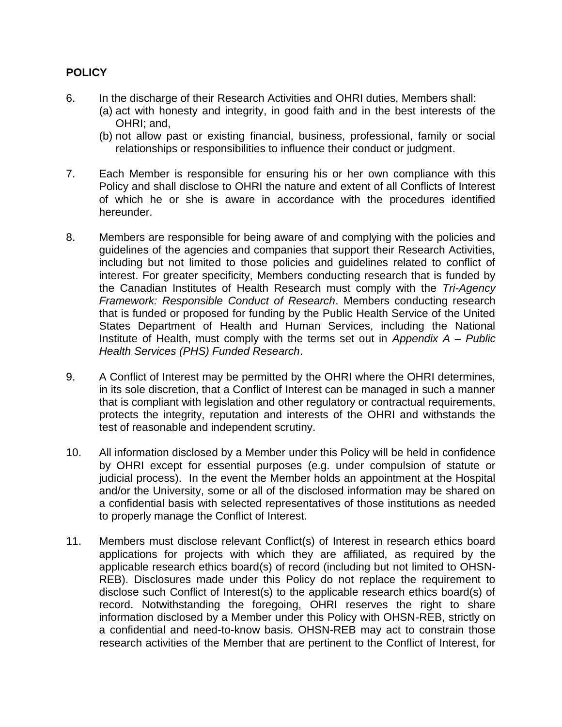**POLICY**

6. In the discharge of their Research Activities and OHRI duties, Members shall:
   (a) act with honesty and integrity, in good faith and in the best interests of the OHRI; and,
   (b) not allow past or existing financial, business, professional, family or social relationships or responsibilities to influence their conduct or judgment.

7. Each Member is responsible for ensuring his or her own compliance with this Policy and shall disclose to OHRI the nature and extent of all Conflicts of Interest of which he or she is aware in accordance with the procedures identified hereunder.

8. Members are responsible for being aware of and complying with the policies and guidelines of the agencies and companies that support their Research Activities, including but not limited to those policies and guidelines related to conflict of interest. For greater specificity, Members conducting research that is funded by the Canadian Institutes of Health Research must comply with the *Tri-Agency Framework: Responsible Conduct of Research*. Members conducting research that is funded or proposed for funding by the Public Health Service of the United States Department of Health and Human Services, including the National Institute of Health, must comply with the terms set out in *Appendix A – Public Health Services (PHS) Funded Research*.

9. A Conflict of Interest may be permitted by the OHRI where the OHRI determines, in its sole discretion, that a Conflict of Interest can be managed in such a manner that is compliant with legislation and other regulatory or contractual requirements, protects the integrity, reputation and interests of the OHRI and withstands the test of reasonable and independent scrutiny.

10. All information disclosed by a Member under this Policy will be held in confidence by OHRI except for essential purposes (e.g. under compulsion of statute or judicial process). In the event the Member holds an appointment at the Hospital and/or the University, some or all of the disclosed information may be shared on a confidential basis with selected representatives of those institutions as needed to properly manage the Conflict of Interest.

11. Members must disclose relevant Conflict(s) of Interest in research ethics board applications for projects with which they are affiliated, as required by the applicable research ethics board(s) of record (including but not limited to OHSN-REB). Disclosures made under this Policy do not replace the requirement to disclose such Conflict of Interest(s) to the applicable research ethics board(s) of record. Notwithstanding the foregoing, OHRI reserves the right to share information disclosed by a Member under this Policy with OHSN-REB, strictly on a confidential and need-to-know basis. OHSN-REB may act to constrain those research activities of the Member that are pertinent to the Conflict of Interest, for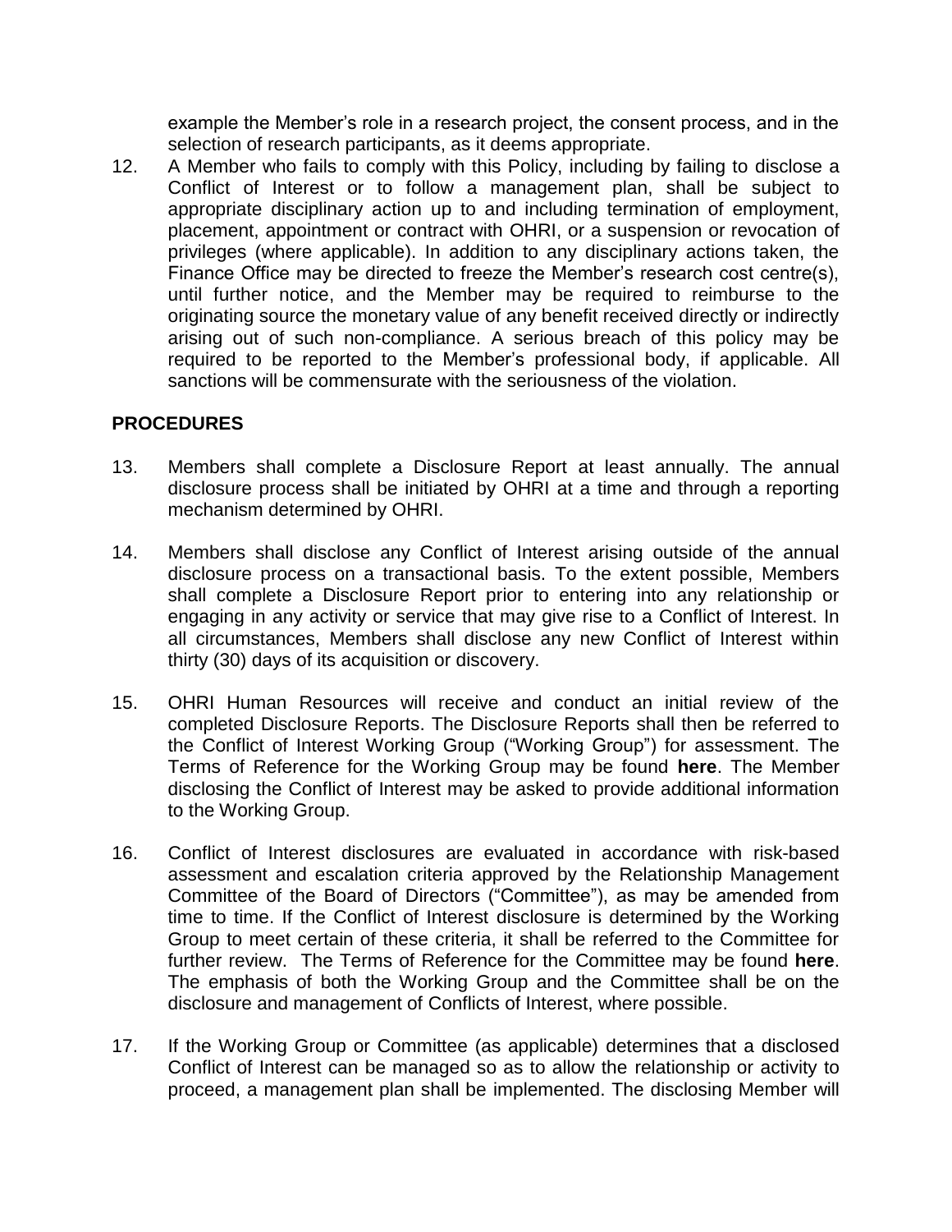example the Member's role in a research project, the consent process, and in the selection of research participants, as it deems appropriate.

12. A Member who fails to comply with this Policy, including by failing to disclose a Conflict of Interest or to follow a management plan, shall be subject to appropriate disciplinary action up to and including termination of employment, placement, appointment or contract with OHRI, or a suspension or revocation of privileges (where applicable). In addition to any disciplinary actions taken, the Finance Office may be directed to freeze the Member's research cost centre(s), until further notice, and the Member may be required to reimburse to the originating source the monetary value of any benefit received directly or indirectly arising out of such non-compliance. A serious breach of this policy may be required to be reported to the Member's professional body, if applicable. All sanctions will be commensurate with the seriousness of the violation.

**PROCEDURES**

13. Members shall complete a Disclosure Report at least annually. The annual disclosure process shall be initiated by OHRI at a time and through a reporting mechanism determined by OHRI.

14. Members shall disclose any Conflict of Interest arising outside of the annual disclosure process on a transactional basis. To the extent possible, Members shall complete a Disclosure Report prior to entering into any relationship or engaging in any activity or service that may give rise to a Conflict of Interest. In all circumstances, Members shall disclose any new Conflict of Interest within thirty (30) days of its acquisition or discovery.

15. OHRI Human Resources will receive and conduct an initial review of the completed Disclosure Reports. The Disclosure Reports shall then be referred to the Conflict of Interest Working Group ("Working Group") for assessment. The Terms of Reference for the Working Group may be found **here**. The Member disclosing the Conflict of Interest may be asked to provide additional information to the Working Group.

16. Conflict of Interest disclosures are evaluated in accordance with risk-based assessment and escalation criteria approved by the Relationship Management Committee of the Board of Directors ("Committee"), as may be amended from time to time. If the Conflict of Interest disclosure is determined by the Working Group to meet certain of these criteria, it shall be referred to the Committee for further review. The Terms of Reference for the Committee may be found **here**. The emphasis of both the Working Group and the Committee shall be on the disclosure and management of Conflicts of Interest, where possible.

17. If the Working Group or Committee (as applicable) determines that a disclosed Conflict of Interest can be managed so as to allow the relationship or activity to proceed, a management plan shall be implemented. The disclosing Member will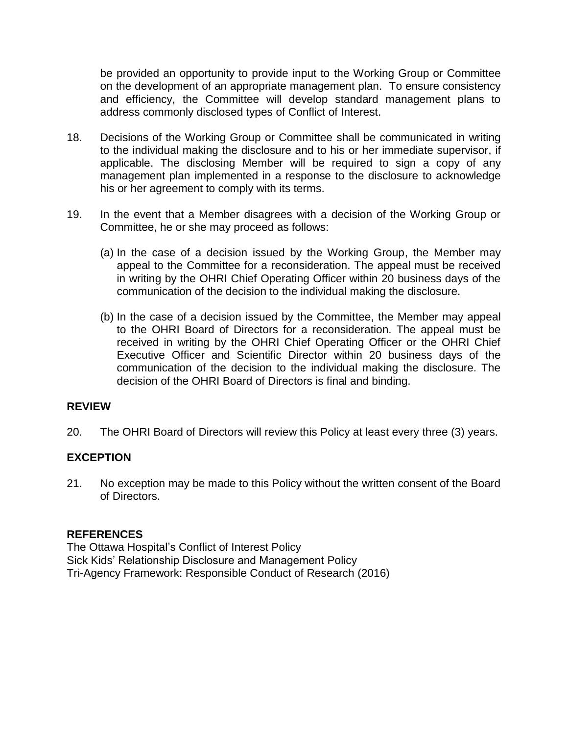be provided an opportunity to provide input to the Working Group or Committee on the development of an appropriate management plan. To ensure consistency and efficiency, the Committee will develop standard management plans to address commonly disclosed types of Conflict of Interest.

18. Decisions of the Working Group or Committee shall be communicated in writing to the individual making the disclosure and to his or her immediate supervisor, if applicable. The disclosing Member will be required to sign a copy of any management plan implemented in a response to the disclosure to acknowledge his or her agreement to comply with its terms.

19. In the event that a Member disagrees with a decision of the Working Group or Committee, he or she may proceed as follows:

    (a) In the case of a decision issued by the Working Group, the Member may appeal to the Committee for a reconsideration. The appeal must be received in writing by the OHRI Chief Operating Officer within 20 business days of the communication of the decision to the individual making the disclosure.

    (b) In the case of a decision issued by the Committee, the Member may appeal to the OHRI Board of Directors for a reconsideration. The appeal must be received in writing by the OHRI Chief Operating Officer or the OHRI Chief Executive Officer and Scientific Director within 20 business days of the communication of the decision to the individual making the disclosure. The decision of the OHRI Board of Directors is final and binding.

## REVIEW

20. The OHRI Board of Directors will review this Policy at least every three (3) years.

## EXCEPTION

21. No exception may be made to this Policy without the written consent of the Board of Directors.

## REFERENCES

The Ottawa Hospital's Conflict of Interest Policy
Sick Kids' Relationship Disclosure and Management Policy
Tri-Agency Framework: Responsible Conduct of Research (2016)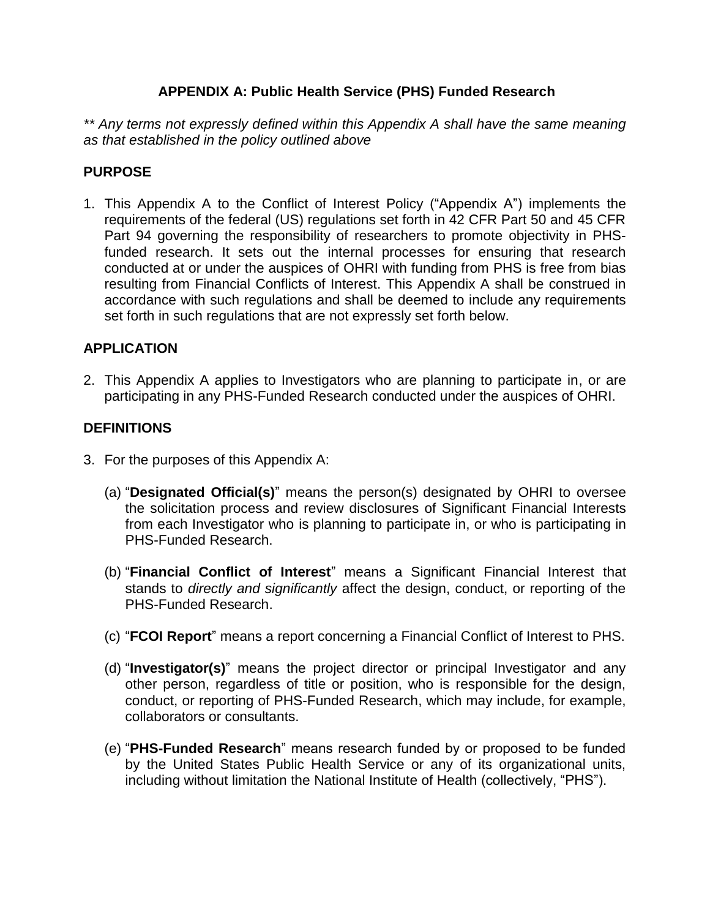## APPENDIX A: Public Health Service (PHS) Funded Research

*** Any terms not expressly defined within this Appendix A shall have the same meaning as that established in the policy outlined above*

### PURPOSE

1. This Appendix A to the Conflict of Interest Policy ("Appendix A") implements the requirements of the federal (US) regulations set forth in 42 CFR Part 50 and 45 CFR Part 94 governing the responsibility of researchers to promote objectivity in PHS-funded research. It sets out the internal processes for ensuring that research conducted at or under the auspices of OHRI with funding from PHS is free from bias resulting from Financial Conflicts of Interest. This Appendix A shall be construed in accordance with such regulations and shall be deemed to include any requirements set forth in such regulations that are not expressly set forth below.

### APPLICATION

2. This Appendix A applies to Investigators who are planning to participate in, or are participating in any PHS-Funded Research conducted under the auspices of OHRI.

### DEFINITIONS

3. For the purposes of this Appendix A:

   (a) "**Designated Official(s)**" means the person(s) designated by OHRI to oversee the solicitation process and review disclosures of Significant Financial Interests from each Investigator who is planning to participate in, or who is participating in PHS-Funded Research.

   (b) "**Financial Conflict of Interest**" means a Significant Financial Interest that stands to *directly and significantly* affect the design, conduct, or reporting of the PHS-Funded Research.

   (c) "**FCOI Report**" means a report concerning a Financial Conflict of Interest to PHS.

   (d) "**Investigator(s)**" means the project director or principal Investigator and any other person, regardless of title or position, who is responsible for the design, conduct, or reporting of PHS-Funded Research, which may include, for example, collaborators or consultants.

   (e) "**PHS-Funded Research**" means research funded by or proposed to be funded by the United States Public Health Service or any of its organizational units, including without limitation the National Institute of Health (collectively, "PHS").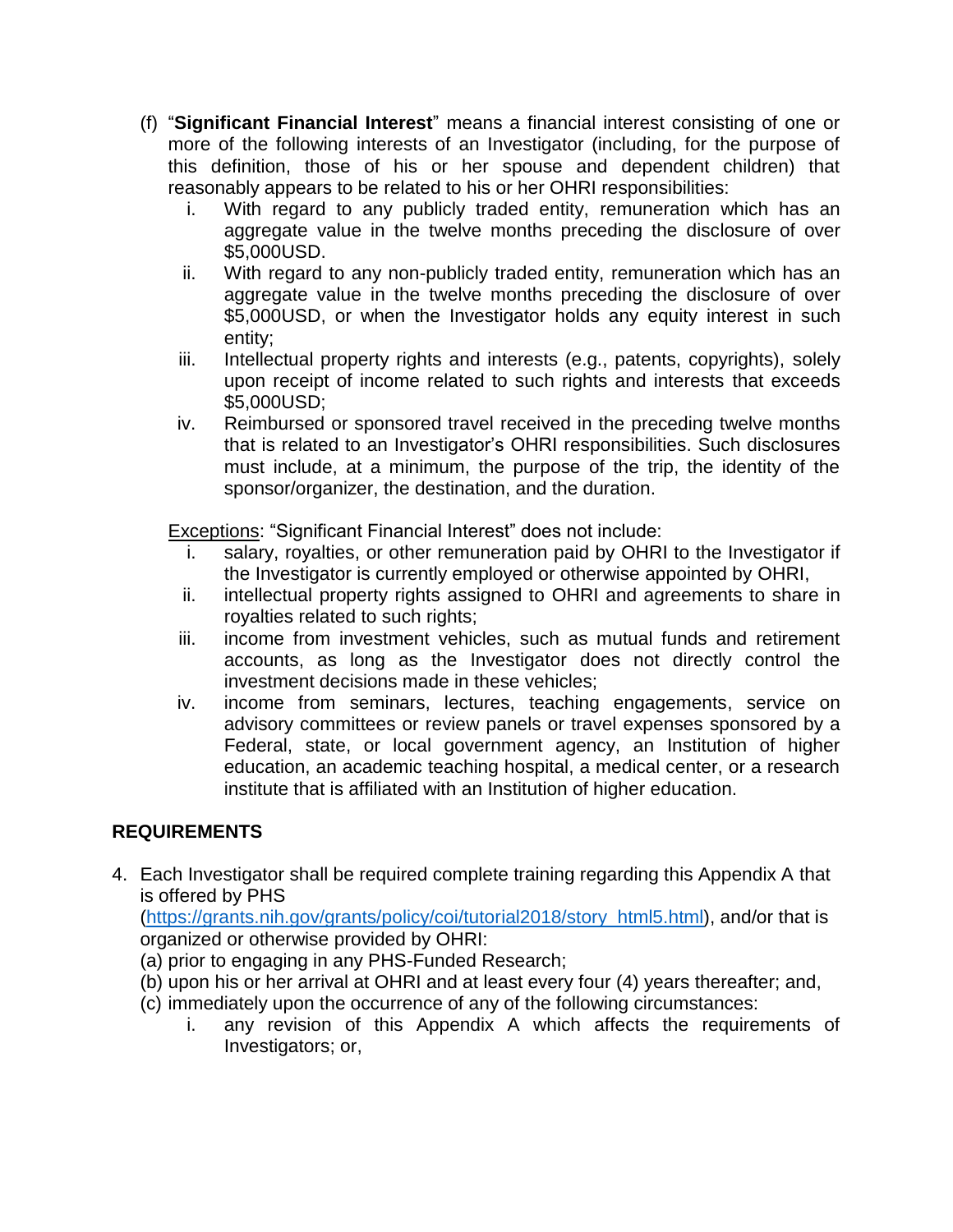(f) "**Significant Financial Interest**" means a financial interest consisting of one or more of the following interests of an Investigator (including, for the purpose of this definition, those of his or her spouse and dependent children) that reasonably appears to be related to his or her OHRI responsibilities:

   i. With regard to any publicly traded entity, remuneration which has an aggregate value in the twelve months preceding the disclosure of over $5,000USD.
   ii. With regard to any non-publicly traded entity, remuneration which has an aggregate value in the twelve months preceding the disclosure of over $5,000USD, or when the Investigator holds any equity interest in such entity;
   iii. Intellectual property rights and interests (e.g., patents, copyrights), solely upon receipt of income related to such rights and interests that exceeds $5,000USD;
   iv. Reimbursed or sponsored travel received in the preceding twelve months that is related to an Investigator's OHRI responsibilities. Such disclosures must include, at a minimum, the purpose of the trip, the identity of the sponsor/organizer, the destination, and the duration.

   <u>Exceptions</u>: "Significant Financial Interest" does not include:

   i. salary, royalties, or other remuneration paid by OHRI to the Investigator if the Investigator is currently employed or otherwise appointed by OHRI,
   ii. intellectual property rights assigned to OHRI and agreements to share in royalties related to such rights;
   iii. income from investment vehicles, such as mutual funds and retirement accounts, as long as the Investigator does not directly control the investment decisions made in these vehicles;
   iv. income from seminars, lectures, teaching engagements, service on advisory committees or review panels or travel expenses sponsored by a Federal, state, or local government agency, an Institution of higher education, an academic teaching hospital, a medical center, or a research institute that is affiliated with an Institution of higher education.

## REQUIREMENTS

4. Each Investigator shall be required complete training regarding this Appendix A that is offered by PHS ([https://grants.nih.gov/grants/policy/coi/tutorial2018/story_html5.html](https://grants.nih.gov/grants/policy/coi/tutorial2018/story_html5.html)), and/or that is organized or otherwise provided by OHRI:
   (a) prior to engaging in any PHS-Funded Research;
   (b) upon his or her arrival at OHRI and at least every four (4) years thereafter; and,
   (c) immediately upon the occurrence of any of the following circumstances:
      i. any revision of this Appendix A which affects the requirements of Investigators; or,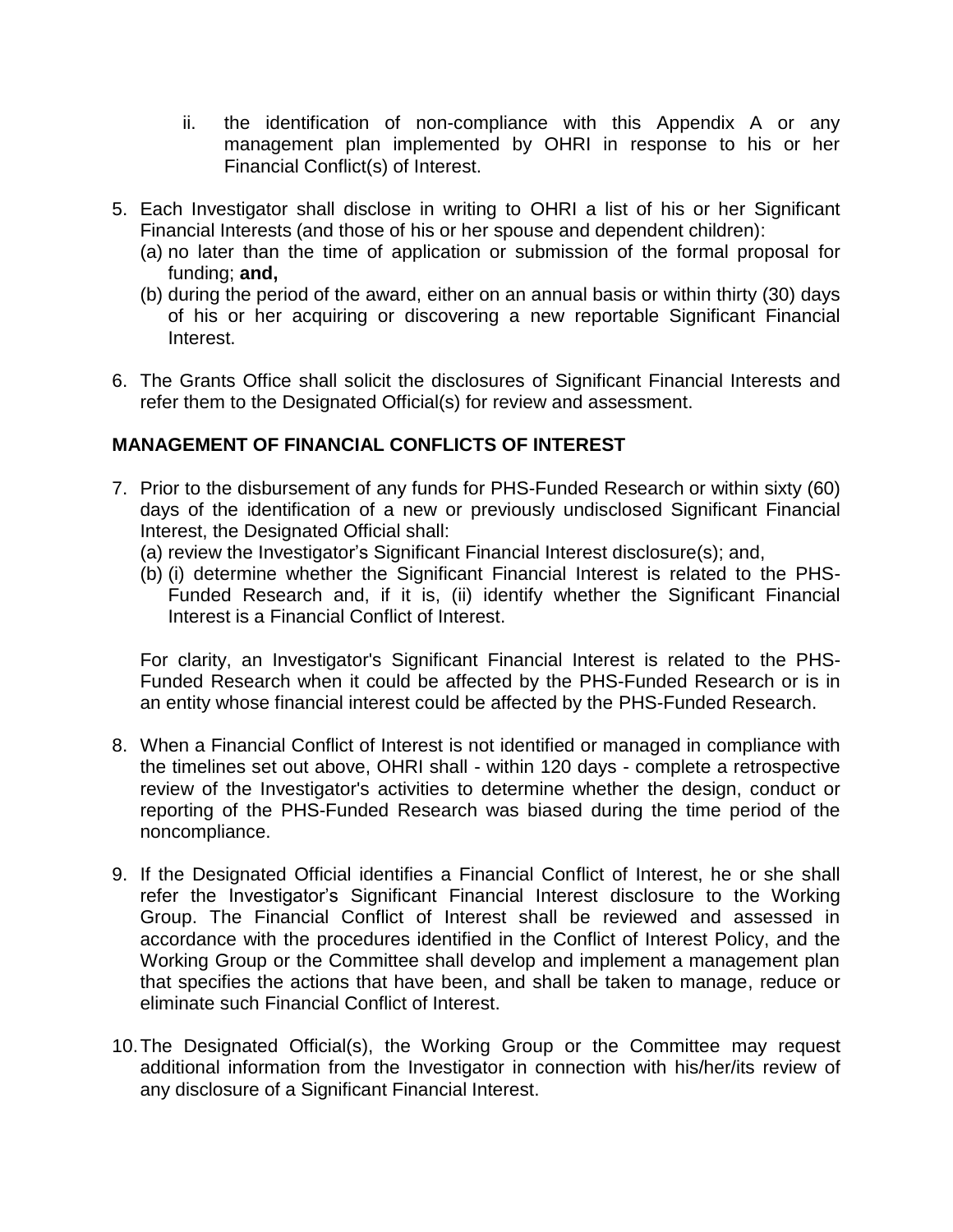ii. the identification of non-compliance with this Appendix A or any management plan implemented by OHRI in response to his or her Financial Conflict(s) of Interest.

5. Each Investigator shall disclose in writing to OHRI a list of his or her Significant Financial Interests (and those of his or her spouse and dependent children):
   (a) no later than the time of application or submission of the formal proposal for funding; **and,**
   (b) during the period of the award, either on an annual basis or within thirty (30) days of his or her acquiring or discovering a new reportable Significant Financial Interest.

6. The Grants Office shall solicit the disclosures of Significant Financial Interests and refer them to the Designated Official(s) for review and assessment.

**MANAGEMENT OF FINANCIAL CONFLICTS OF INTEREST**

7. Prior to the disbursement of any funds for PHS-Funded Research or within sixty (60) days of the identification of a new or previously undisclosed Significant Financial Interest, the Designated Official shall:
   (a) review the Investigator's Significant Financial Interest disclosure(s); and,
   (b) (i) determine whether the Significant Financial Interest is related to the PHS-Funded Research and, if it is, (ii) identify whether the Significant Financial Interest is a Financial Conflict of Interest.

   For clarity, an Investigator's Significant Financial Interest is related to the PHS-Funded Research when it could be affected by the PHS-Funded Research or is in an entity whose financial interest could be affected by the PHS-Funded Research.

8. When a Financial Conflict of Interest is not identified or managed in compliance with the timelines set out above, OHRI shall - within 120 days - complete a retrospective review of the Investigator's activities to determine whether the design, conduct or reporting of the PHS-Funded Research was biased during the time period of the noncompliance.

9. If the Designated Official identifies a Financial Conflict of Interest, he or she shall refer the Investigator's Significant Financial Interest disclosure to the Working Group. The Financial Conflict of Interest shall be reviewed and assessed in accordance with the procedures identified in the Conflict of Interest Policy, and the Working Group or the Committee shall develop and implement a management plan that specifies the actions that have been, and shall be taken to manage, reduce or eliminate such Financial Conflict of Interest.

10. The Designated Official(s), the Working Group or the Committee may request additional information from the Investigator in connection with his/her/its review of any disclosure of a Significant Financial Interest.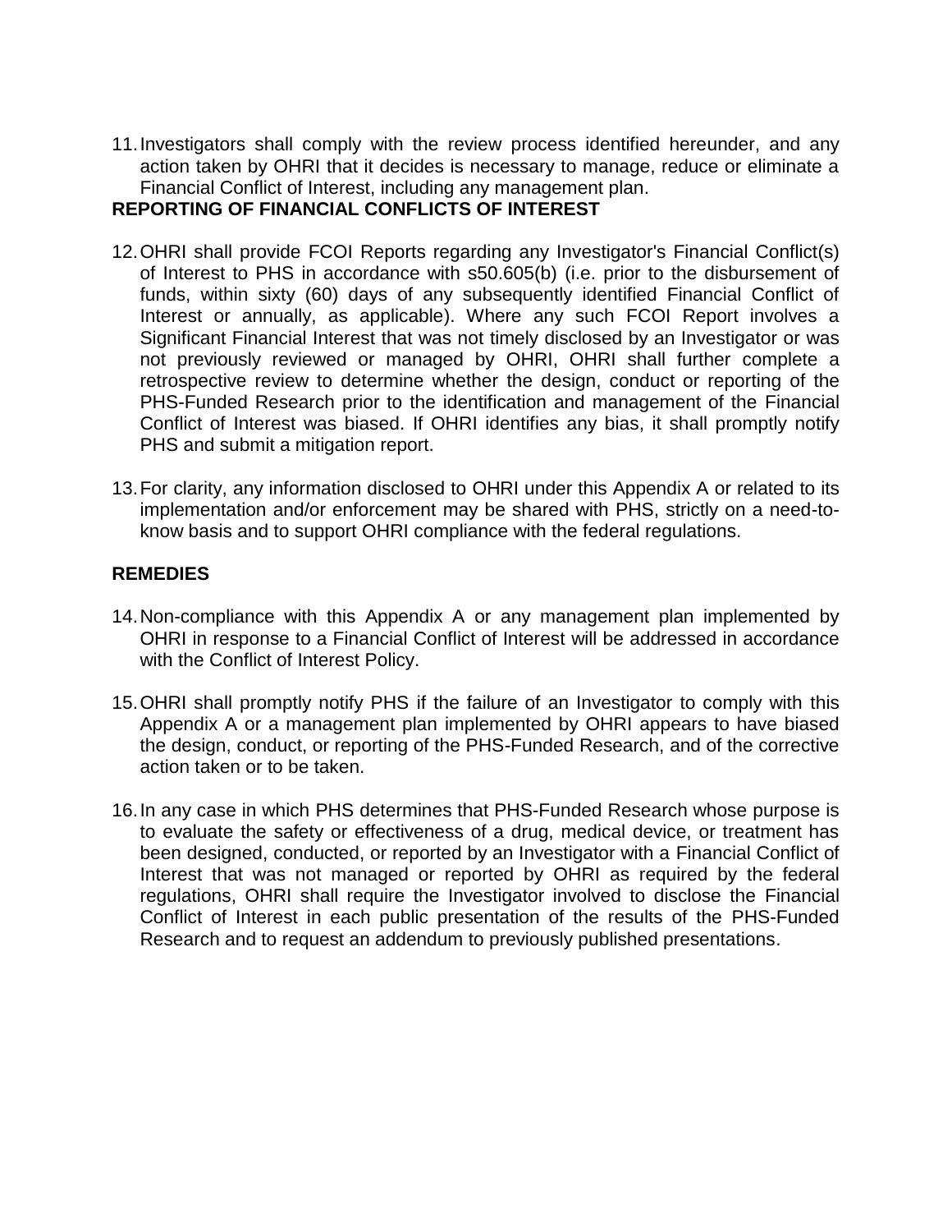11. Investigators shall comply with the review process identified hereunder, and any action taken by OHRI that it decides is necessary to manage, reduce or eliminate a Financial Conflict of Interest, including any management plan.

**REPORTING OF FINANCIAL CONFLICTS OF INTEREST**

12. OHRI shall provide FCOI Reports regarding any Investigator's Financial Conflict(s) of Interest to PHS in accordance with s50.605(b) (i.e. prior to the disbursement of funds, within sixty (60) days of any subsequently identified Financial Conflict of Interest or annually, as applicable). Where any such FCOI Report involves a Significant Financial Interest that was not timely disclosed by an Investigator or was not previously reviewed or managed by OHRI, OHRI shall further complete a retrospective review to determine whether the design, conduct or reporting of the PHS-Funded Research prior to the identification and management of the Financial Conflict of Interest was biased. If OHRI identifies any bias, it shall promptly notify PHS and submit a mitigation report.

13. For clarity, any information disclosed to OHRI under this Appendix A or related to its implementation and/or enforcement may be shared with PHS, strictly on a need-to-know basis and to support OHRI compliance with the federal regulations.

**REMEDIES**

14. Non-compliance with this Appendix A or any management plan implemented by OHRI in response to a Financial Conflict of Interest will be addressed in accordance with the Conflict of Interest Policy.

15. OHRI shall promptly notify PHS if the failure of an Investigator to comply with this Appendix A or a management plan implemented by OHRI appears to have biased the design, conduct, or reporting of the PHS-Funded Research, and of the corrective action taken or to be taken.

16. In any case in which PHS determines that PHS-Funded Research whose purpose is to evaluate the safety or effectiveness of a drug, medical device, or treatment has been designed, conducted, or reported by an Investigator with a Financial Conflict of Interest that was not managed or reported by OHRI as required by the federal regulations, OHRI shall require the Investigator involved to disclose the Financial Conflict of Interest in each public presentation of the results of the PHS-Funded Research and to request an addendum to previously published presentations.